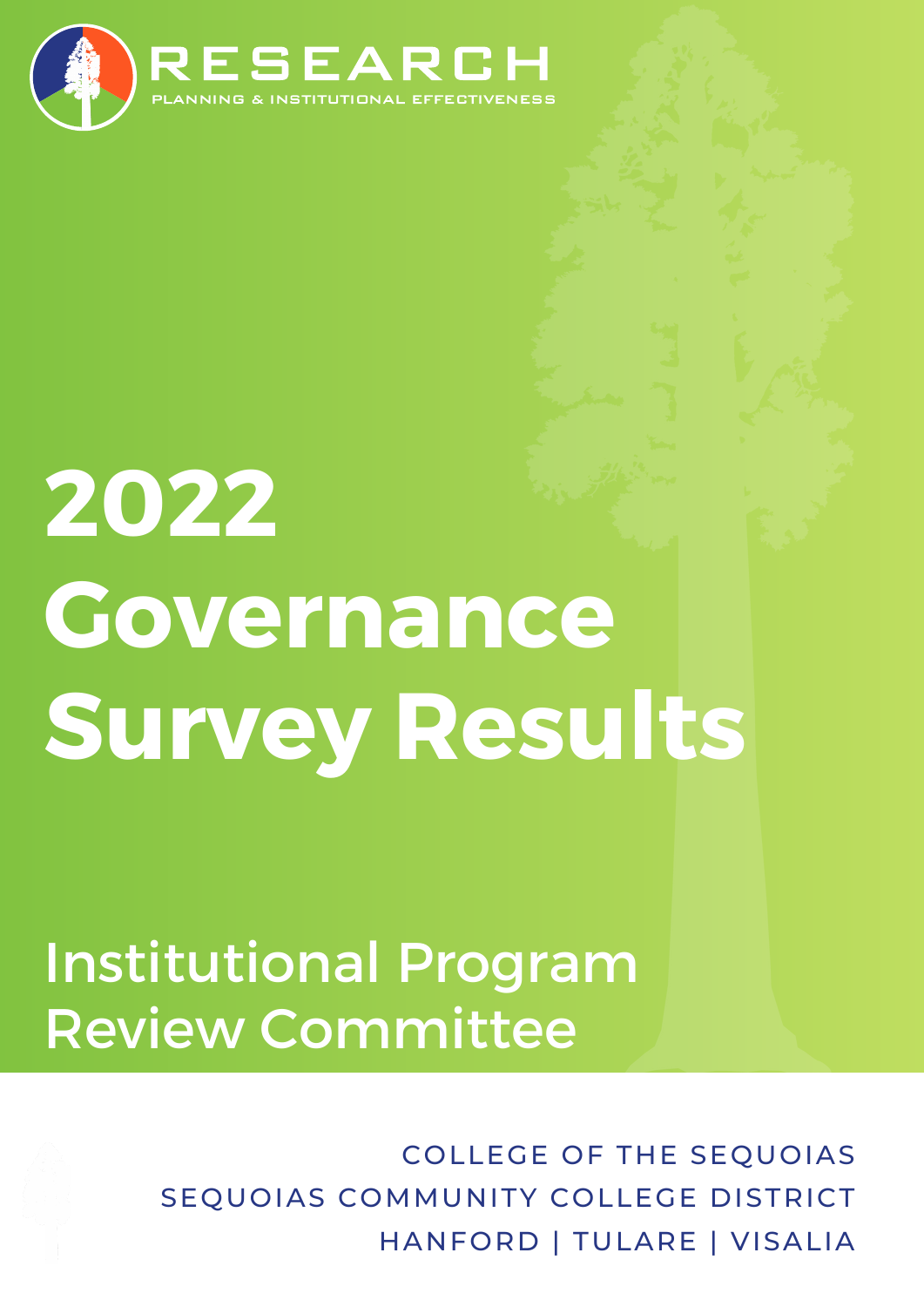RESEARCH

PLANNING & INSTITUTIONAL EFFECTIVENESS

# 2022 Governance Survey Results

## Institutional Program Review Committee

COLLEGE OF THE SEQUOIAS

SEQUOIAS COMMUNITY COLLEGE DISTRICT

HANFORD | TULARE | VISALIA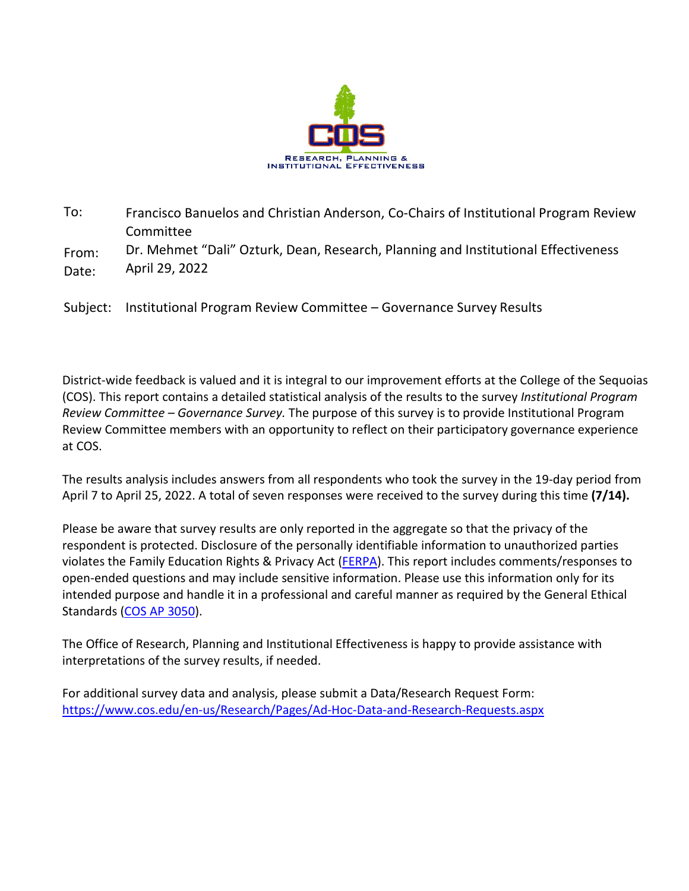RESEARCH, PLANNING & INSTITUTIONAL EFFECTIVENESS

| | |
|---|---|
| To: | Francisco Banuelos and Christian Anderson, Co-Chairs of Institutional Program Review Committee |
| From: | Dr. Mehmet "Dali" Ozturk, Dean, Research, Planning and Institutional Effectiveness |
| Date: | April 29, 2022 |

Subject: Institutional Program Review Committee – Governance Survey Results

District-wide feedback is valued and it is integral to our improvement efforts at the College of the Sequoias (COS). This report contains a detailed statistical analysis of the results to the survey *Institutional Program Review Committee – Governance Survey.* The purpose of this survey is to provide Institutional Program Review Committee members with an opportunity to reflect on their participatory governance experience at COS.

The results analysis includes answers from all respondents who took the survey in the 19-day period from April 7 to April 25, 2022. A total of seven responses were received to the survey during this time **(7/14).**

Please be aware that survey results are only reported in the aggregate so that the privacy of the respondent is protected. Disclosure of the personally identifiable information to unauthorized parties violates the Family Education Rights & Privacy Act (FERPA). This report includes comments/responses to open-ended questions and may include sensitive information. Please use this information only for its intended purpose and handle it in a professional and careful manner as required by the General Ethical Standards (COS AP 3050).

The Office of Research, Planning and Institutional Effectiveness is happy to provide assistance with interpretations of the survey results, if needed.

For additional survey data and analysis, please submit a Data/Research Request Form: https://www.cos.edu/en-us/Research/Pages/Ad-Hoc-Data-and-Research-Requests.aspx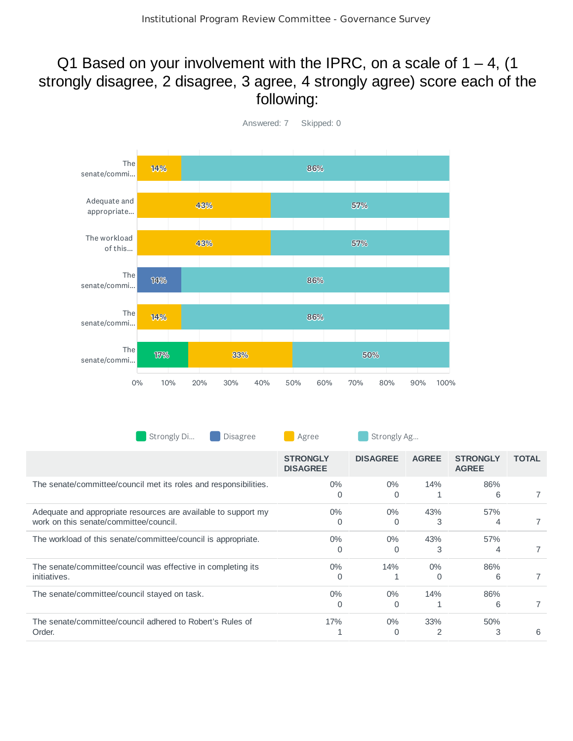# Q1 Based on your involvement with the IPRC, on a scale of 1 – 4, (1 strongly disagree, 2 disagree, 3 agree, 4 strongly agree) score each of the following:

Answered: 7    Skipped: 0

| | STRONGLY DISAGREE | DISAGREE | AGREE | STRONGLY AGREE | TOTAL |
|---|---|---|---|---|---|
| The senate/committee/council met its roles and responsibilities. | 0% 0 | 0% 0 | 14% 1 | 86% 6 | 7 |
| Adequate and appropriate resources are available to support my work on this senate/committee/council. | 0% 0 | 0% 0 | 43% 3 | 57% 4 | 7 |
| The workload of this senate/committee/council is appropriate. | 0% 0 | 0% 0 | 43% 3 | 57% 4 | 7 |
| The senate/committee/council was effective in completing its initiatives. | 0% 0 | 14% 1 | 0% 0 | 86% 6 | 7 |
| The senate/committee/council stayed on task. | 0% 0 | 0% 0 | 14% 1 | 86% 6 | 7 |
| The senate/committee/council adhered to Robert's Rules of Order. | 17% 1 | 0% 0 | 33% 2 | 50% 3 | 6 |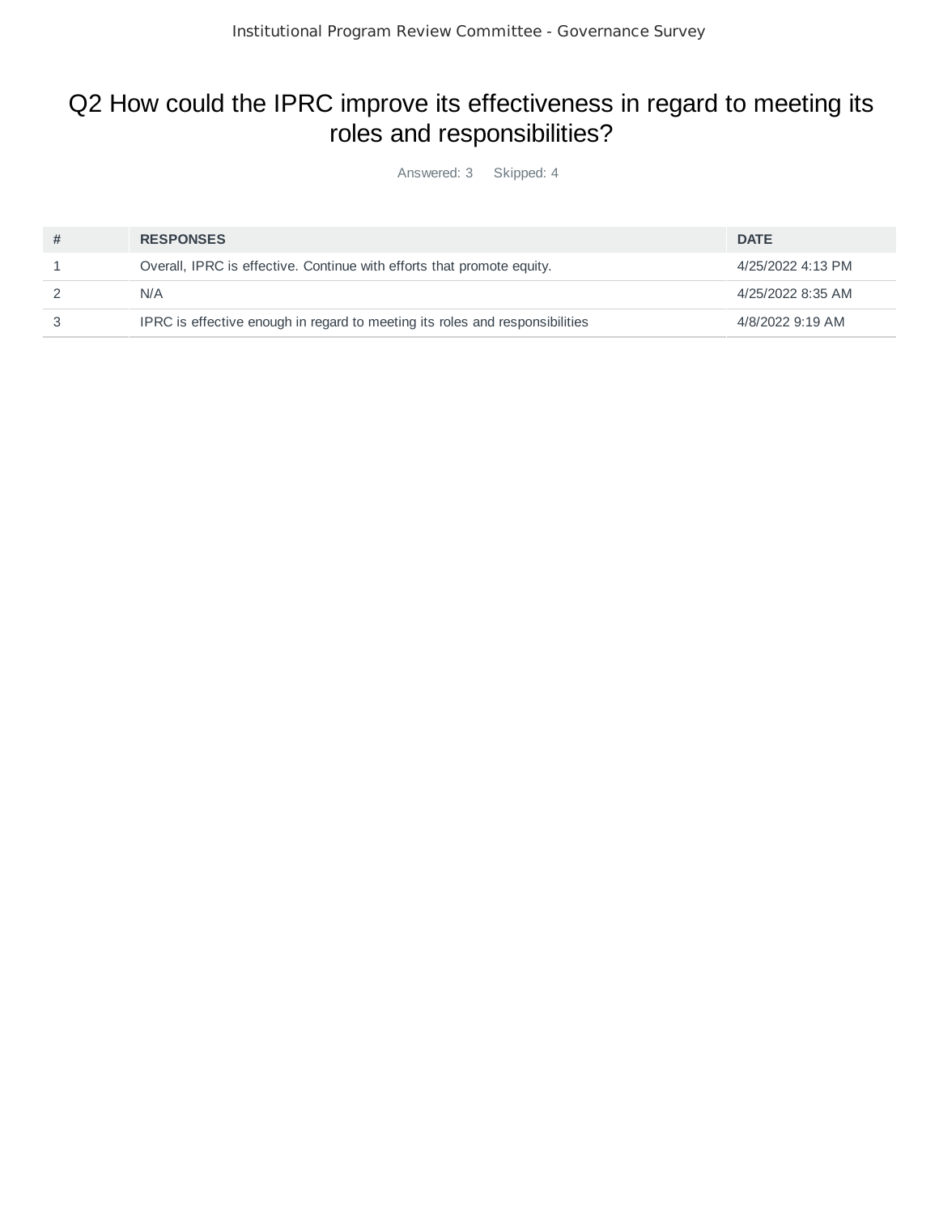# Q2 How could the IPRC improve its effectiveness in regard to meeting its roles and responsibilities?

Answered: 3 Skipped: 4

| # | RESPONSES | DATE |
|---|---|---|
| 1 | Overall, IPRC is effective. Continue with efforts that promote equity. | 4/25/2022 4:13 PM |
| 2 | N/A | 4/25/2022 8:35 AM |
| 3 | IPRC is effective enough in regard to meeting its roles and responsibilities | 4/8/2022 9:19 AM |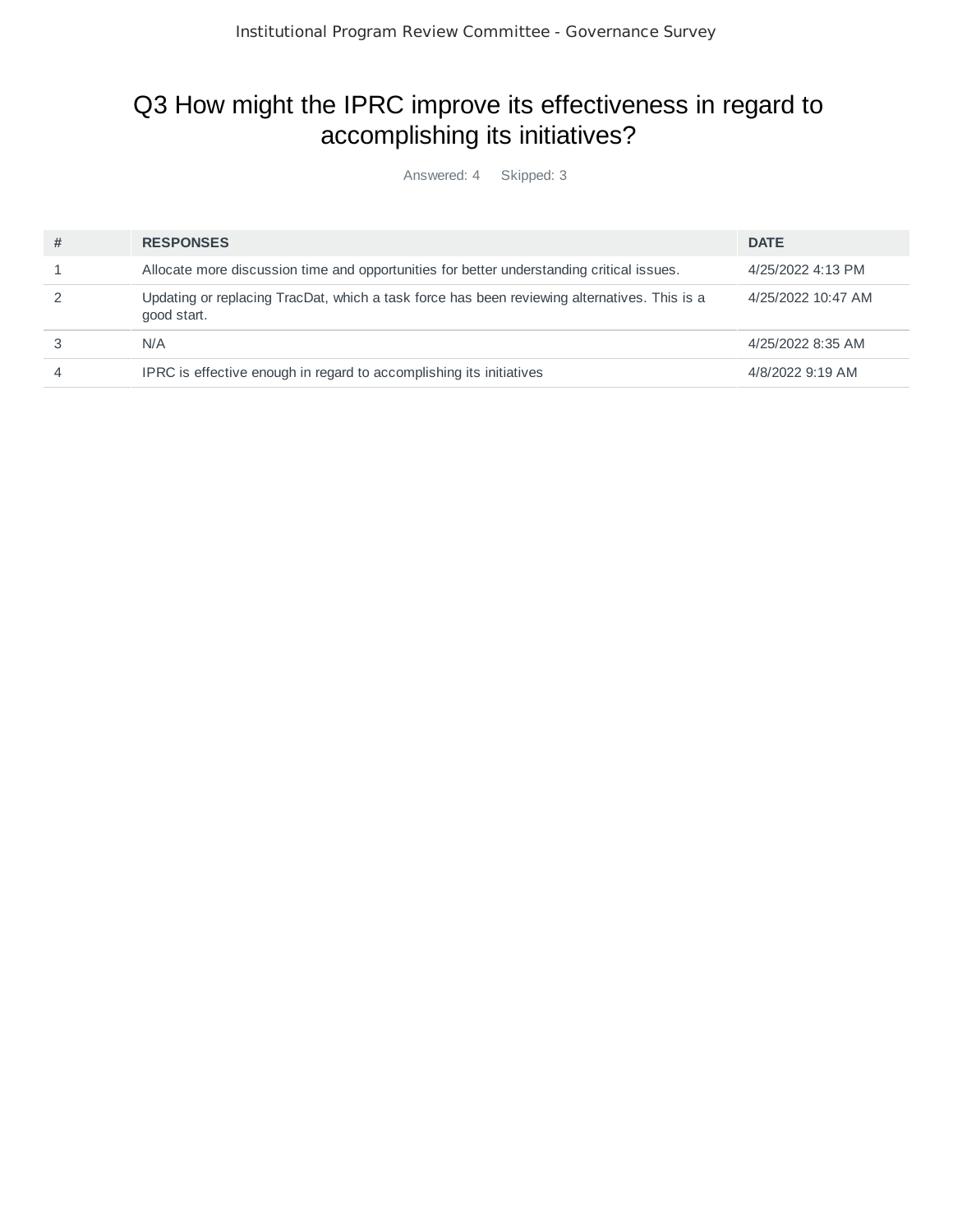# Q3 How might the IPRC improve its effectiveness in regard to accomplishing its initiatives?

Answered: 4 Skipped: 3

| # | RESPONSES | DATE |
|---|---|---|
| 1 | Allocate more discussion time and opportunities for better understanding critical issues. | 4/25/2022 4:13 PM |
| 2 | Updating or replacing TracDat, which a task force has been reviewing alternatives. This is a good start. | 4/25/2022 10:47 AM |
| 3 | N/A | 4/25/2022 8:35 AM |
| 4 | IPRC is effective enough in regard to accomplishing its initiatives | 4/8/2022 9:19 AM |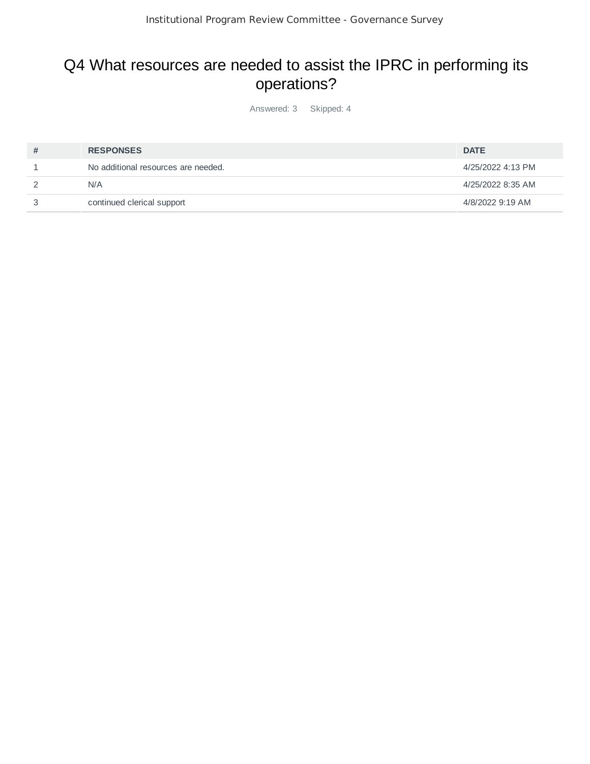# Q4 What resources are needed to assist the IPRC in performing its operations?

Answered: 3 Skipped: 4

| # | RESPONSES | DATE |
|---|---|---|
| 1 | No additional resources are needed. | 4/25/2022 4:13 PM |
| 2 | N/A | 4/25/2022 8:35 AM |
| 3 | continued clerical support | 4/8/2022 9:19 AM |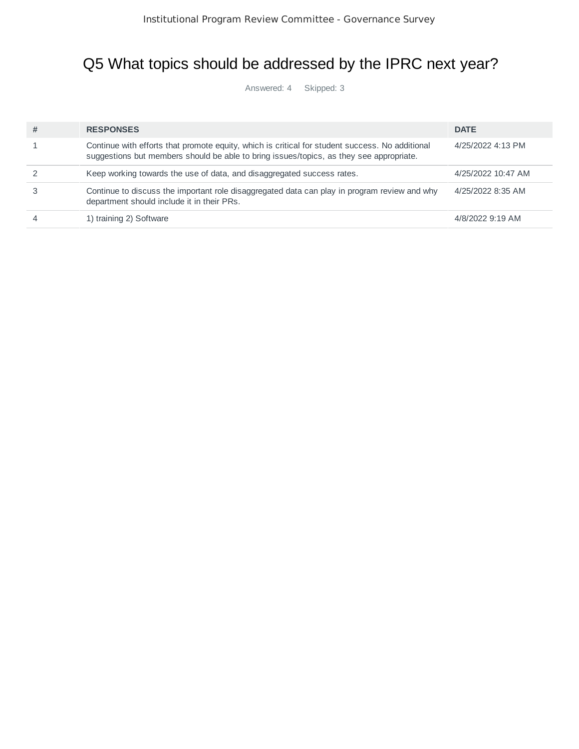# Q5 What topics should be addressed by the IPRC next year?

Answered: 4 Skipped: 3

| # | RESPONSES | DATE |
|---|---|---|
| 1 | Continue with efforts that promote equity, which is critical for student success. No additional suggestions but members should be able to bring issues/topics, as they see appropriate. | 4/25/2022 4:13 PM |
| 2 | Keep working towards the use of data, and disaggregated success rates. | 4/25/2022 10:47 AM |
| 3 | Continue to discuss the important role disaggregated data can play in program review and why department should include it in their PRs. | 4/25/2022 8:35 AM |
| 4 | 1) training 2) Software | 4/8/2022 9:19 AM |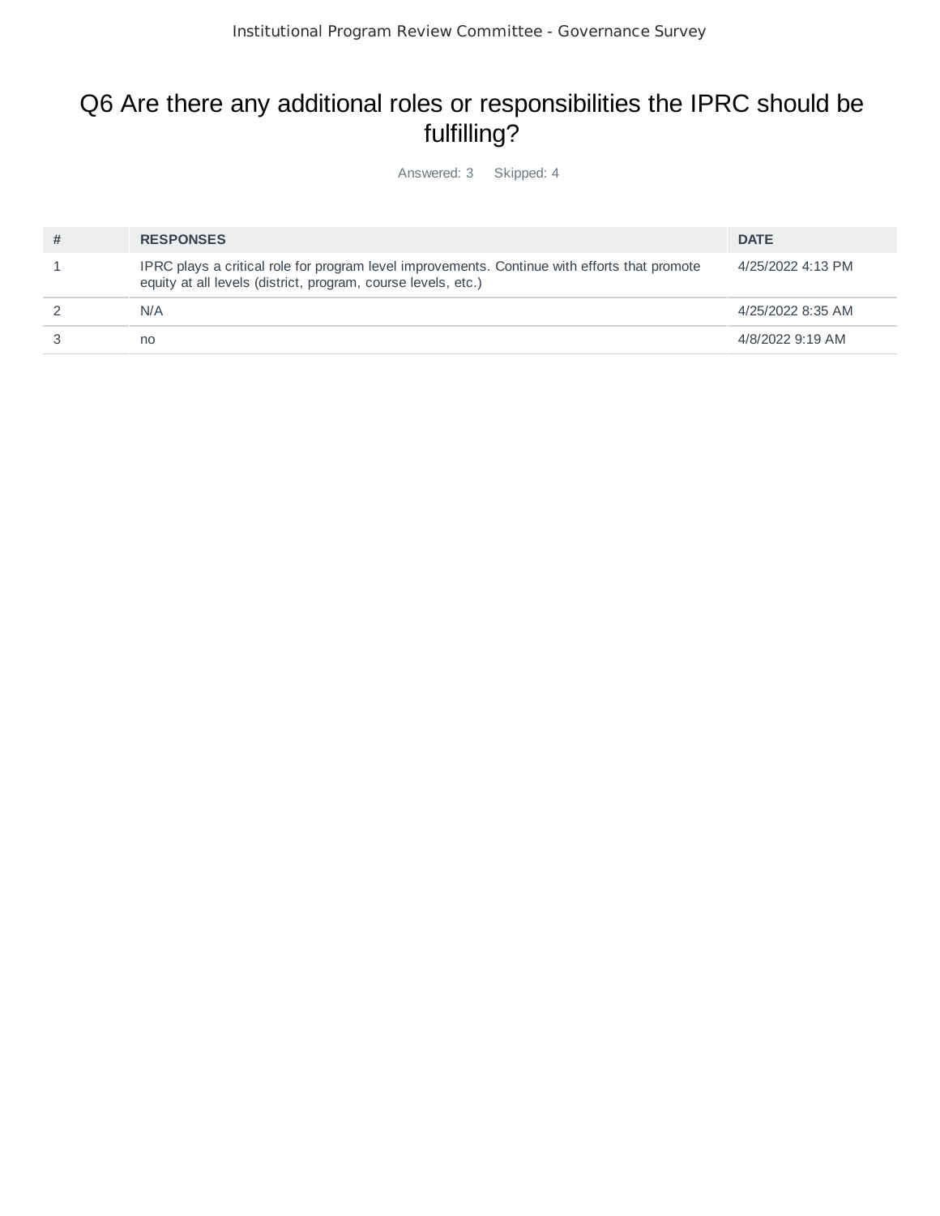# Q6 Are there any additional roles or responsibilities the IPRC should be fulfilling?

Answered: 3    Skipped: 4

| # | RESPONSES | DATE |
|---|---|---|
| 1 | IPRC plays a critical role for program level improvements. Continue with efforts that promote equity at all levels (district, program, course levels, etc.) | 4/25/2022 4:13 PM |
| 2 | N/A | 4/25/2022 8:35 AM |
| 3 | no | 4/8/2022 9:19 AM |